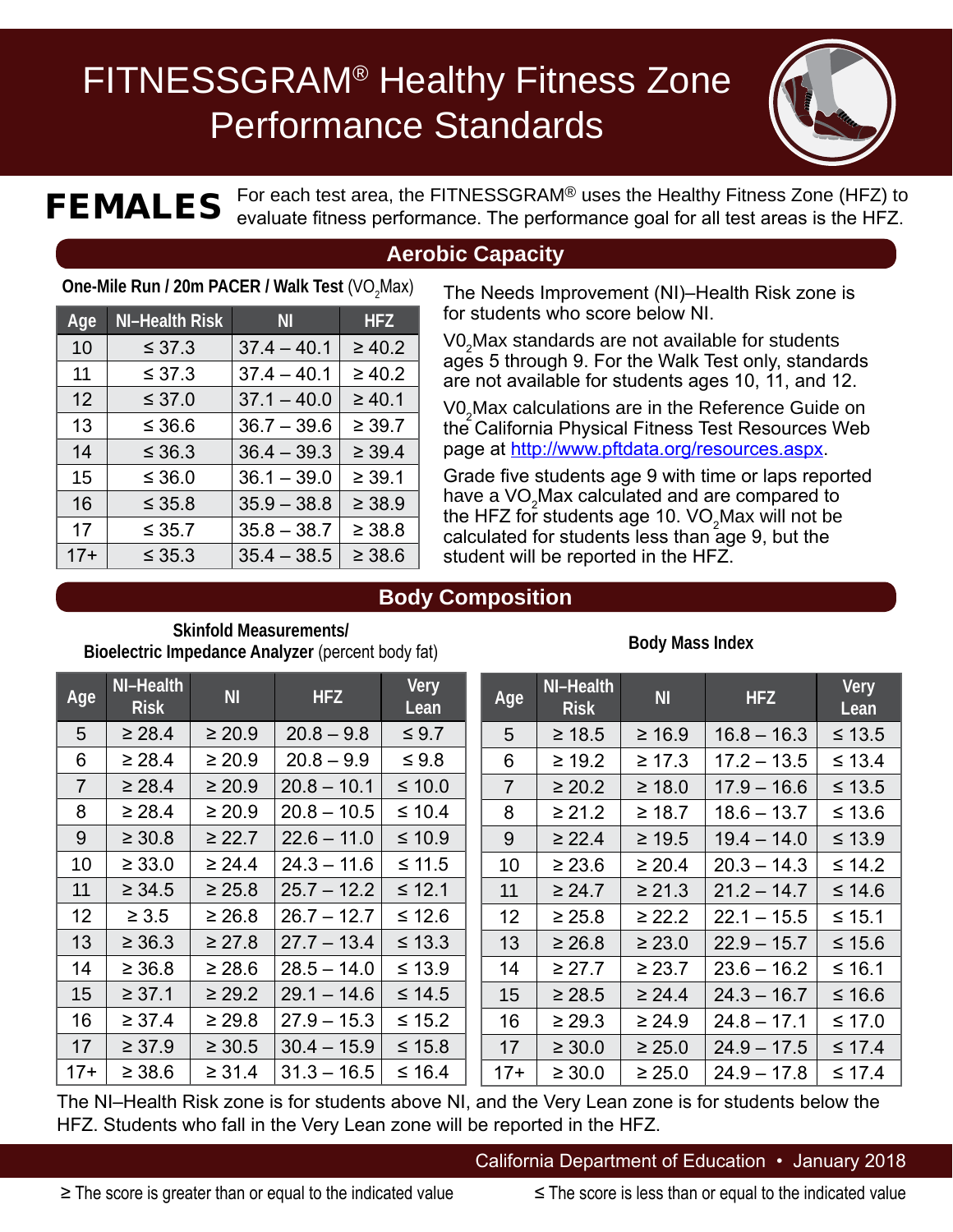# FITNESSGRAM® Healthy Fitness Zone Performance Standards

## FEMALES

For each test area, the FITNESSGRAM® uses the Healthy Fitness Zone (HFZ) to evaluate fitness performance. The performance goal for all test areas is the HFZ.

## Aerobic Capacity

**One-Mile Run / 20m PACER / Walk Test** ($VO_2$Max)

| Age | NI–Health Risk | NI | HFZ |
|---|---|---|---|
| 10 | ≤ 37.3 | 37.4 – 40.1 | ≥ 40.2 |
| 11 | ≤ 37.3 | 37.4 – 40.1 | ≥ 40.2 |
| 12 | ≤ 37.0 | 37.1 – 40.0 | ≥ 40.1 |
| 13 | ≤ 36.6 | 36.7 – 39.6 | ≥ 39.7 |
| 14 | ≤ 36.3 | 36.4 – 39.3 | ≥ 39.4 |
| 15 | ≤ 36.0 | 36.1 – 39.0 | ≥ 39.1 |
| 16 | ≤ 35.8 | 35.9 – 38.8 | ≥ 38.9 |
| 17 | ≤ 35.7 | 35.8 – 38.7 | ≥ 38.8 |
| 17+ | ≤ 35.3 | 35.4 – 38.5 | ≥ 38.6 |

The Needs Improvement (NI)–Health Risk zone is for students who score below NI.

$V0_2$Max standards are not available for students ages 5 through 9. For the Walk Test only, standards are not available for students ages 10, 11, and 12.

$V0_2$Max calculations are in the Reference Guide on the California Physical Fitness Test Resources Web page at http://www.pftdata.org/resources.aspx.

Grade five students age 9 with time or laps reported have a $VO_2$Max calculated and are compared to the HFZ for students age 10. $VO_2$Max will not be calculated for students less than age 9, but the student will be reported in the HFZ.

## Body Composition

**Skinfold Measurements/ Bioelectric Impedance Analyzer** (percent body fat)

| Age | NI–Health Risk | NI | HFZ | Very Lean |
|---|---|---|---|---|
| 5 | ≥ 28.4 | ≥ 20.9 | 20.8 – 9.8 | ≤ 9.7 |
| 6 | ≥ 28.4 | ≥ 20.9 | 20.8 – 9.9 | ≤ 9.8 |
| 7 | ≥ 28.4 | ≥ 20.9 | 20.8 – 10.1 | ≤ 10.0 |
| 8 | ≥ 28.4 | ≥ 20.9 | 20.8 – 10.5 | ≤ 10.4 |
| 9 | ≥ 30.8 | ≥ 22.7 | 22.6 – 11.0 | ≤ 10.9 |
| 10 | ≥ 33.0 | ≥ 24.4 | 24.3 – 11.6 | ≤ 11.5 |
| 11 | ≥ 34.5 | ≥ 25.8 | 25.7 – 12.2 | ≤ 12.1 |
| 12 | ≥ 3.5 | ≥ 26.8 | 26.7 – 12.7 | ≤ 12.6 |
| 13 | ≥ 36.3 | ≥ 27.8 | 27.7 – 13.4 | ≤ 13.3 |
| 14 | ≥ 36.8 | ≥ 28.6 | 28.5 – 14.0 | ≤ 13.9 |
| 15 | ≥ 37.1 | ≥ 29.2 | 29.1 – 14.6 | ≤ 14.5 |
| 16 | ≥ 37.4 | ≥ 29.8 | 27.9 – 15.3 | ≤ 15.2 |
| 17 | ≥ 37.9 | ≥ 30.5 | 30.4 – 15.9 | ≤ 15.8 |
| 17+ | ≥ 38.6 | ≥ 31.4 | 31.3 – 16.5 | ≤ 16.4 |

**Body Mass Index**

| Age | NI–Health Risk | NI | HFZ | Very Lean |
|---|---|---|---|---|
| 5 | ≥ 18.5 | ≥ 16.9 | 16.8 – 16.3 | ≤ 13.5 |
| 6 | ≥ 19.2 | ≥ 17.3 | 17.2 – 13.5 | ≤ 13.4 |
| 7 | ≥ 20.2 | ≥ 18.0 | 17.9 – 16.6 | ≤ 13.5 |
| 8 | ≥ 21.2 | ≥ 18.7 | 18.6 – 13.7 | ≤ 13.6 |
| 9 | ≥ 22.4 | ≥ 19.5 | 19.4 – 14.0 | ≤ 13.9 |
| 10 | ≥ 23.6 | ≥ 20.4 | 20.3 – 14.3 | ≤ 14.2 |
| 11 | ≥ 24.7 | ≥ 21.3 | 21.2 – 14.7 | ≤ 14.6 |
| 12 | ≥ 25.8 | ≥ 22.2 | 22.1 – 15.5 | ≤ 15.1 |
| 13 | ≥ 26.8 | ≥ 23.0 | 22.9 – 15.7 | ≤ 15.6 |
| 14 | ≥ 27.7 | ≥ 23.7 | 23.6 – 16.2 | ≤ 16.1 |
| 15 | ≥ 28.5 | ≥ 24.4 | 24.3 – 16.7 | ≤ 16.6 |
| 16 | ≥ 29.3 | ≥ 24.9 | 24.8 – 17.1 | ≤ 17.0 |
| 17 | ≥ 30.0 | ≥ 25.0 | 24.9 – 17.5 | ≤ 17.4 |
| 17+ | ≥ 30.0 | ≥ 25.0 | 24.9 – 17.8 | ≤ 17.4 |

The NI–Health Risk zone is for students above NI, and the Very Lean zone is for students below the HFZ. Students who fall in the Very Lean zone will be reported in the HFZ.

California Department of Education • January 2018

≥ The score is greater than or equal to the indicated value

≤ The score is less than or equal to the indicated value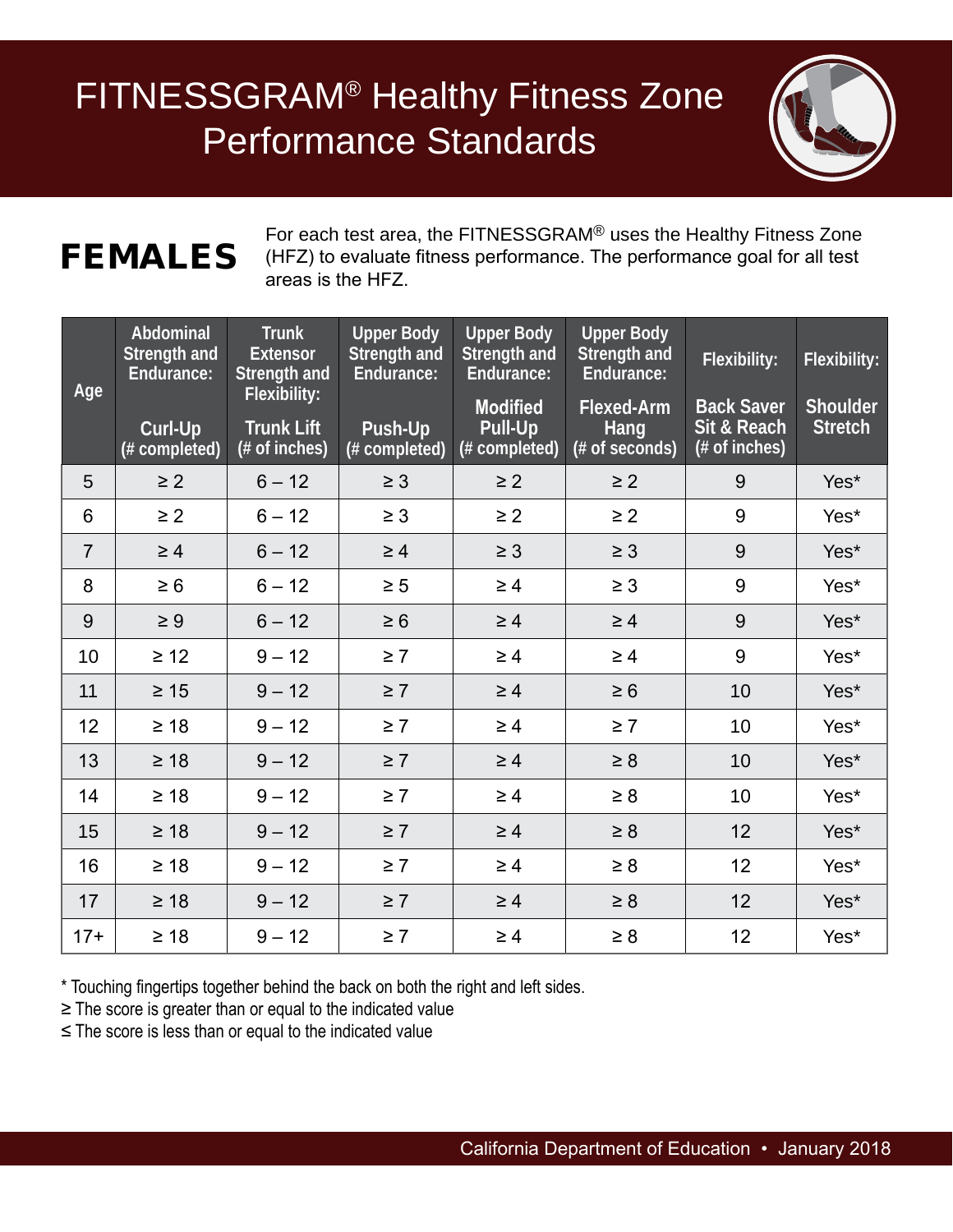# FITNESSGRAM® Healthy Fitness Zone Performance Standards

## FEMALES

For each test area, the FITNESSGRAM® uses the Healthy Fitness Zone (HFZ) to evaluate fitness performance. The performance goal for all test areas is the HFZ.

| Age | Abdominal Strength and Endurance: Curl-Up (# completed) | Trunk Extensor Strength and Flexibility: Trunk Lift (# of inches) | Upper Body Strength and Endurance: Push-Up (# completed) | Upper Body Strength and Endurance: Modified Pull-Up (# completed) | Upper Body Strength and Endurance: Flexed-Arm Hang (# of seconds) | Flexibility: Back Saver Sit & Reach (# of inches) | Flexibility: Shoulder Stretch |
|---|---|---|---|---|---|---|---|
| 5 | ≥ 2 | 6 – 12 | ≥ 3 | ≥ 2 | ≥ 2 | 9 | Yes* |
| 6 | ≥ 2 | 6 – 12 | ≥ 3 | ≥ 2 | ≥ 2 | 9 | Yes* |
| 7 | ≥ 4 | 6 – 12 | ≥ 4 | ≥ 3 | ≥ 3 | 9 | Yes* |
| 8 | ≥ 6 | 6 – 12 | ≥ 5 | ≥ 4 | ≥ 3 | 9 | Yes* |
| 9 | ≥ 9 | 6 – 12 | ≥ 6 | ≥ 4 | ≥ 4 | 9 | Yes* |
| 10 | ≥ 12 | 9 – 12 | ≥ 7 | ≥ 4 | ≥ 4 | 9 | Yes* |
| 11 | ≥ 15 | 9 – 12 | ≥ 7 | ≥ 4 | ≥ 6 | 10 | Yes* |
| 12 | ≥ 18 | 9 – 12 | ≥ 7 | ≥ 4 | ≥ 7 | 10 | Yes* |
| 13 | ≥ 18 | 9 – 12 | ≥ 7 | ≥ 4 | ≥ 8 | 10 | Yes* |
| 14 | ≥ 18 | 9 – 12 | ≥ 7 | ≥ 4 | ≥ 8 | 10 | Yes* |
| 15 | ≥ 18 | 9 – 12 | ≥ 7 | ≥ 4 | ≥ 8 | 12 | Yes* |
| 16 | ≥ 18 | 9 – 12 | ≥ 7 | ≥ 4 | ≥ 8 | 12 | Yes* |
| 17 | ≥ 18 | 9 – 12 | ≥ 7 | ≥ 4 | ≥ 8 | 12 | Yes* |
| 17+ | ≥ 18 | 9 – 12 | ≥ 7 | ≥ 4 | ≥ 8 | 12 | Yes* |

\* Touching fingertips together behind the back on both the right and left sides.

≥ The score is greater than or equal to the indicated value

≤ The score is less than or equal to the indicated value

California Department of Education • January 2018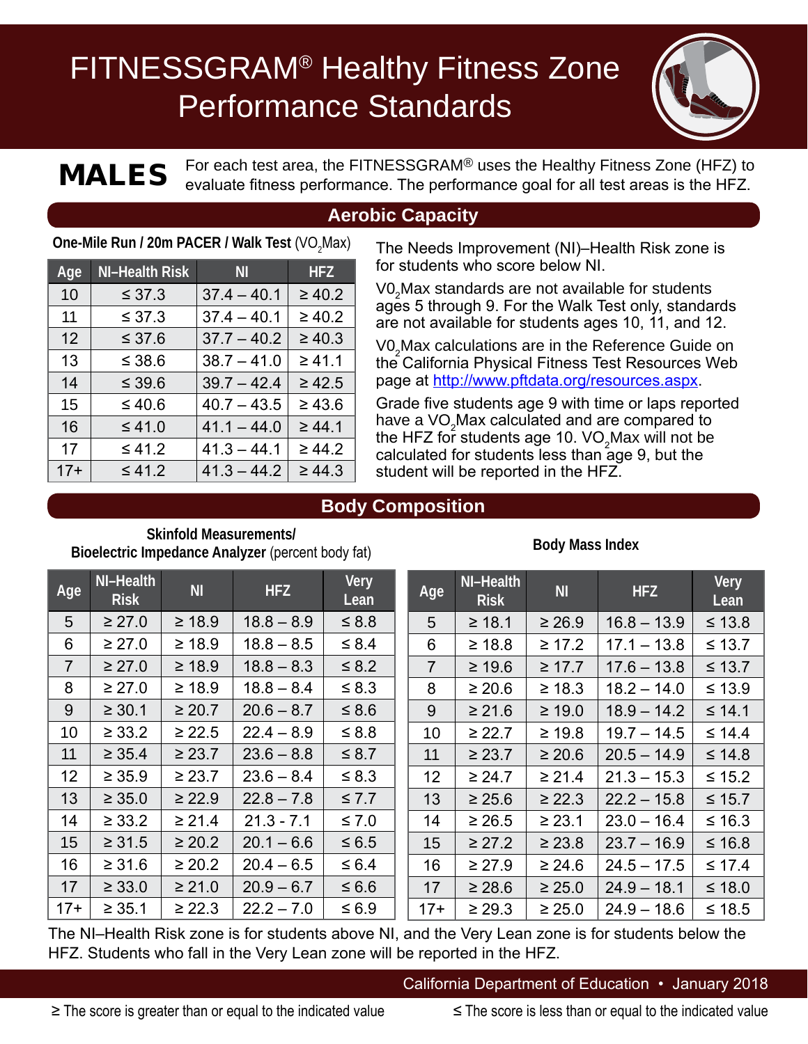# FITNESSGRAM® Healthy Fitness Zone Performance Standards

# MALES

For each test area, the FITNESSGRAM® uses the Healthy Fitness Zone (HFZ) to evaluate fitness performance. The performance goal for all test areas is the HFZ.

## Aerobic Capacity

**One-Mile Run / 20m PACER / Walk Test** ($VO_2$Max)

| Age | NI–Health Risk | NI | HFZ |
|---|---|---|---|
| 10 | ≤ 37.3 | 37.4 – 40.1 | ≥ 40.2 |
| 11 | ≤ 37.3 | 37.4 – 40.1 | ≥ 40.2 |
| 12 | ≤ 37.6 | 37.7 – 40.2 | ≥ 40.3 |
| 13 | ≤ 38.6 | 38.7 – 41.0 | ≥ 41.1 |
| 14 | ≤ 39.6 | 39.7 – 42.4 | ≥ 42.5 |
| 15 | ≤ 40.6 | 40.7 – 43.5 | ≥ 43.6 |
| 16 | ≤ 41.0 | 41.1 – 44.0 | ≥ 44.1 |
| 17 | ≤ 41.2 | 41.3 – 44.1 | ≥ 44.2 |
| 17+ | ≤ 41.2 | 41.3 – 44.2 | ≥ 44.3 |

The Needs Improvement (NI)–Health Risk zone is for students who score below NI.

$V0_2$Max standards are not available for students ages 5 through 9. For the Walk Test only, standards are not available for students ages 10, 11, and 12.

$V0_2$Max calculations are in the Reference Guide on the California Physical Fitness Test Resources Web page at http://www.pftdata.org/resources.aspx.

Grade five students age 9 with time or laps reported have a $VO_2$Max calculated and are compared to the HFZ for students age 10. $VO_2$Max will not be calculated for students less than age 9, but the student will be reported in the HFZ.

## Body Composition

**Skinfold Measurements/ Bioelectric Impedance Analyzer** (percent body fat)

| Age | NI–Health Risk | NI | HFZ | Very Lean |
|---|---|---|---|---|
| 5 | ≥ 27.0 | ≥ 18.9 | 18.8 – 8.9 | ≤ 8.8 |
| 6 | ≥ 27.0 | ≥ 18.9 | 18.8 – 8.5 | ≤ 8.4 |
| 7 | ≥ 27.0 | ≥ 18.9 | 18.8 – 8.3 | ≤ 8.2 |
| 8 | ≥ 27.0 | ≥ 18.9 | 18.8 – 8.4 | ≤ 8.3 |
| 9 | ≥ 30.1 | ≥ 20.7 | 20.6 – 8.7 | ≤ 8.6 |
| 10 | ≥ 33.2 | ≥ 22.5 | 22.4 – 8.9 | ≤ 8.8 |
| 11 | ≥ 35.4 | ≥ 23.7 | 23.6 – 8.8 | ≤ 8.7 |
| 12 | ≥ 35.9 | ≥ 23.7 | 23.6 – 8.4 | ≤ 8.3 |
| 13 | ≥ 35.0 | ≥ 22.9 | 22.8 – 7.8 | ≤ 7.7 |
| 14 | ≥ 33.2 | ≥ 21.4 | 21.3 - 7.1 | ≤ 7.0 |
| 15 | ≥ 31.5 | ≥ 20.2 | 20.1 – 6.6 | ≤ 6.5 |
| 16 | ≥ 31.6 | ≥ 20.2 | 20.4 – 6.5 | ≤ 6.4 |
| 17 | ≥ 33.0 | ≥ 21.0 | 20.9 – 6.7 | ≤ 6.6 |
| 17+ | ≥ 35.1 | ≥ 22.3 | 22.2 – 7.0 | ≤ 6.9 |

**Body Mass Index**

| Age | NI–Health Risk | NI | HFZ | Very Lean |
|---|---|---|---|---|
| 5 | ≥ 18.1 | ≥ 26.9 | 16.8 – 13.9 | ≤ 13.8 |
| 6 | ≥ 18.8 | ≥ 17.2 | 17.1 – 13.8 | ≤ 13.7 |
| 7 | ≥ 19.6 | ≥ 17.7 | 17.6 – 13.8 | ≤ 13.7 |
| 8 | ≥ 20.6 | ≥ 18.3 | 18.2 – 14.0 | ≤ 13.9 |
| 9 | ≥ 21.6 | ≥ 19.0 | 18.9 – 14.2 | ≤ 14.1 |
| 10 | ≥ 22.7 | ≥ 19.8 | 19.7 – 14.5 | ≤ 14.4 |
| 11 | ≥ 23.7 | ≥ 20.6 | 20.5 – 14.9 | ≤ 14.8 |
| 12 | ≥ 24.7 | ≥ 21.4 | 21.3 – 15.3 | ≤ 15.2 |
| 13 | ≥ 25.6 | ≥ 22.3 | 22.2 – 15.8 | ≤ 15.7 |
| 14 | ≥ 26.5 | ≥ 23.1 | 23.0 – 16.4 | ≤ 16.3 |
| 15 | ≥ 27.2 | ≥ 23.8 | 23.7 – 16.9 | ≤ 16.8 |
| 16 | ≥ 27.9 | ≥ 24.6 | 24.5 – 17.5 | ≤ 17.4 |
| 17 | ≥ 28.6 | ≥ 25.0 | 24.9 – 18.1 | ≤ 18.0 |
| 17+ | ≥ 29.3 | ≥ 25.0 | 24.9 – 18.6 | ≤ 18.5 |

The NI–Health Risk zone is for students above NI, and the Very Lean zone is for students below the HFZ. Students who fall in the Very Lean zone will be reported in the HFZ.

California Department of Education • January 2018

≥ The score is greater than or equal to the indicated value

≤ The score is less than or equal to the indicated value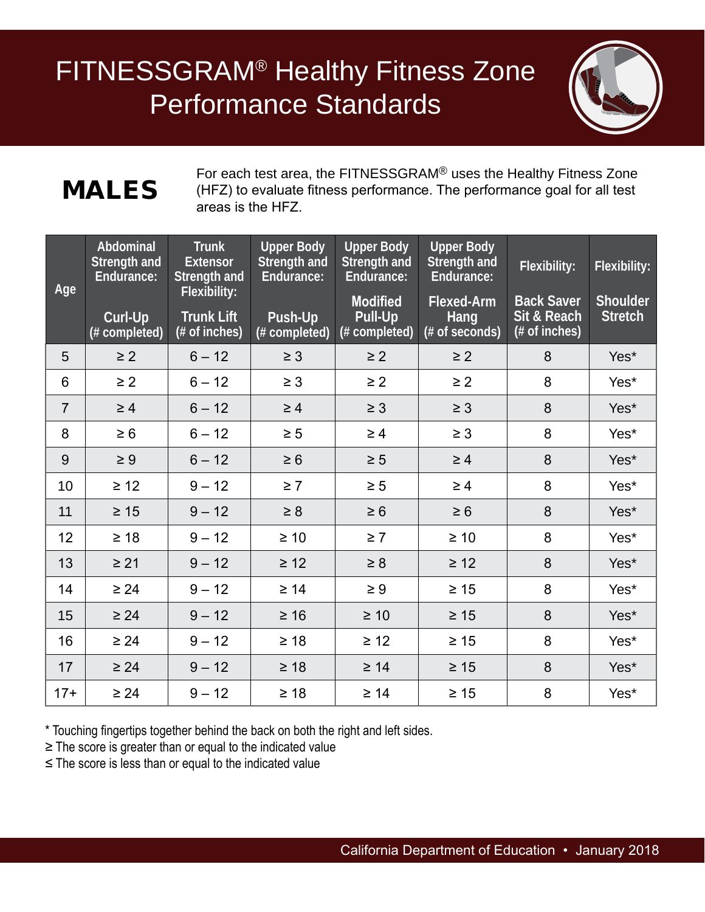# FITNESSGRAM® Healthy Fitness Zone Performance Standards

## MALES

For each test area, the FITNESSGRAM® uses the Healthy Fitness Zone (HFZ) to evaluate fitness performance. The performance goal for all test areas is the HFZ.

| Age | Abdominal Strength and Endurance: Curl-Up (# completed) | Trunk Extensor Strength and Flexibility: Trunk Lift (# of inches) | Upper Body Strength and Endurance: Push-Up (# completed) | Upper Body Strength and Endurance: Modified Pull-Up (# completed) | Upper Body Strength and Endurance: Flexed-Arm Hang (# of seconds) | Flexibility: Back Saver Sit & Reach (# of inches) | Flexibility: Shoulder Stretch |
|---|---|---|---|---|---|---|---|
| 5 | ≥ 2 | 6 – 12 | ≥ 3 | ≥ 2 | ≥ 2 | 8 | Yes* |
| 6 | ≥ 2 | 6 – 12 | ≥ 3 | ≥ 2 | ≥ 2 | 8 | Yes* |
| 7 | ≥ 4 | 6 – 12 | ≥ 4 | ≥ 3 | ≥ 3 | 8 | Yes* |
| 8 | ≥ 6 | 6 – 12 | ≥ 5 | ≥ 4 | ≥ 3 | 8 | Yes* |
| 9 | ≥ 9 | 6 – 12 | ≥ 6 | ≥ 5 | ≥ 4 | 8 | Yes* |
| 10 | ≥ 12 | 9 – 12 | ≥ 7 | ≥ 5 | ≥ 4 | 8 | Yes* |
| 11 | ≥ 15 | 9 – 12 | ≥ 8 | ≥ 6 | ≥ 6 | 8 | Yes* |
| 12 | ≥ 18 | 9 – 12 | ≥ 10 | ≥ 7 | ≥ 10 | 8 | Yes* |
| 13 | ≥ 21 | 9 – 12 | ≥ 12 | ≥ 8 | ≥ 12 | 8 | Yes* |
| 14 | ≥ 24 | 9 – 12 | ≥ 14 | ≥ 9 | ≥ 15 | 8 | Yes* |
| 15 | ≥ 24 | 9 – 12 | ≥ 16 | ≥ 10 | ≥ 15 | 8 | Yes* |
| 16 | ≥ 24 | 9 – 12 | ≥ 18 | ≥ 12 | ≥ 15 | 8 | Yes* |
| 17 | ≥ 24 | 9 – 12 | ≥ 18 | ≥ 14 | ≥ 15 | 8 | Yes* |
| 17+ | ≥ 24 | 9 – 12 | ≥ 18 | ≥ 14 | ≥ 15 | 8 | Yes* |

* Touching fingertips together behind the back on both the right and left sides.

≥ The score is greater than or equal to the indicated value

≤ The score is less than or equal to the indicated value

California Department of Education • January 2018